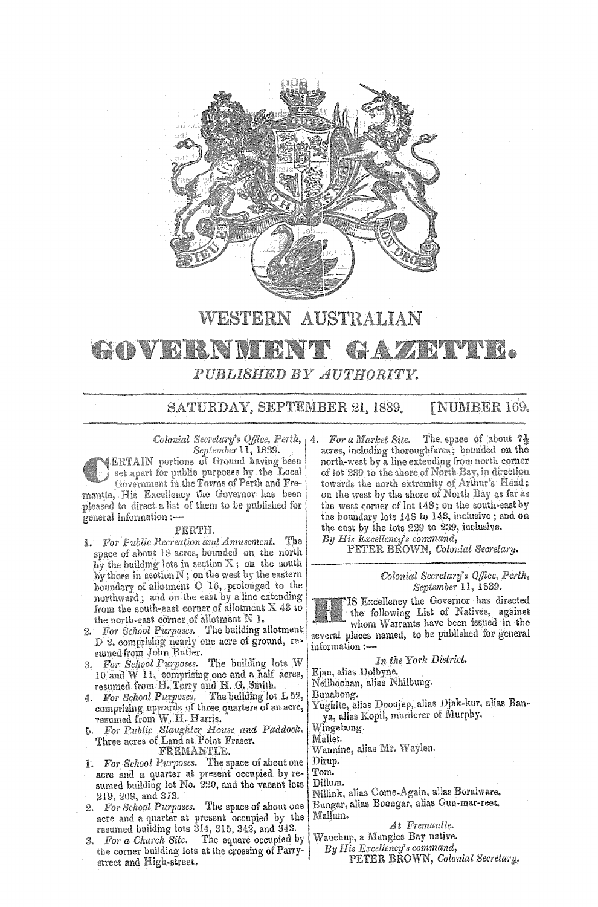# WESTERN AUSTRALIAN

# GOVERNMENT GAZETTE.

*PUBLISHED BY AUTHORITY.*

SATURDAY, SEPTEMBER 21, 1839. [NUMBER 169.

*Colonial Secretary's Office, Perth, September* 11, 1839.

CERTAIN portions of Ground having been set apart for public purposes by the Local Government in the Towns of Perth and Fremantle, His Excellency the Governor has been pleased to direct a list of them to be published for general information:—

PERTH.

1. *For Public Recreation and Amusement.* The space of about 18 acres, bounded on the north by the building lots in section X; on the south by those in section N; on the west by the eastern boundary of allotment O 16, prolonged to the northward; and on the east by a line extending from the south-east corner of allotment X 43 to the north-east corner of allotment N 1.
2. *For School Purposes.* The building allotment D 2, comprising nearly one acre of ground, resumed from John Butler.
3. *For School Purposes.* The building lots W 10 and W 11, comprising one and a half acres, resumed from H. Terry and H. G. Smith.
4. *For School Purposes.* The building lot L 52, comprising upwards of three quarters of an acre, resumed from W. H. Harris.
5. *For Public Slaughter House and Paddock.* Three acres of Land at Point Fraser.

FREMANTLE.

1. *For School Purposes.* The space of about one acre and a quarter at present occupied by resumed building lot No. 220, and the vacant lots 219, 208, and 373.
2. *For School Purposes.* The space of about one acre and a quarter at present occupied by the resumed building lots 314, 315, 342, and 343.
3. *For a Church Site.* The square occupied by the corner building lots at the crossing of Parry-street and High-street.
4. *For a Market Site.* The space of about 7½ acres, including thoroughfares; bounded on the north-west by a line extending from north corner of lot 239 to the shore of North Bay, in direction towards the north extremity of Arthur's Head; on the west by the shore of North Bay as far as the west corner of lot 148; on the south-east by the boundary lots 148 to 143, inclusive; and on the east by the lots 229 to 239, inclusive.

*By His Excellency's command,*
PETER BROWN, *Colonial Secretary.*

---

*Colonial Secretary's Office, Perth, September* 11, 1839.

HIS Excellency the Governor has directed the following List of Natives, against whom Warrants have been issued in the several places named, to be published for general information:—

*In the York District.*

Ejan, alias Dolbyne.
Neilbochan, alias Nhilbung.
Bunabong.
Yughite, alias Doogjep, alias Djak-kur, alias Banya, alias Kopil, murderer of Murphy.
Wingebong.
Mallet.
Wannine, alias Mr. Waylen.
Dirup.
Tom.
Dillum.
Nillink, alias Come-Again, alias Boralware.
Bungar, alias Boongar, alias Gun-mar-reet.
Mallum.

*At Fremantle.*

Wauchup, a Mangles Bay native.

*By His Excellency's command,*
PETER BROWN, *Colonial Secretary.*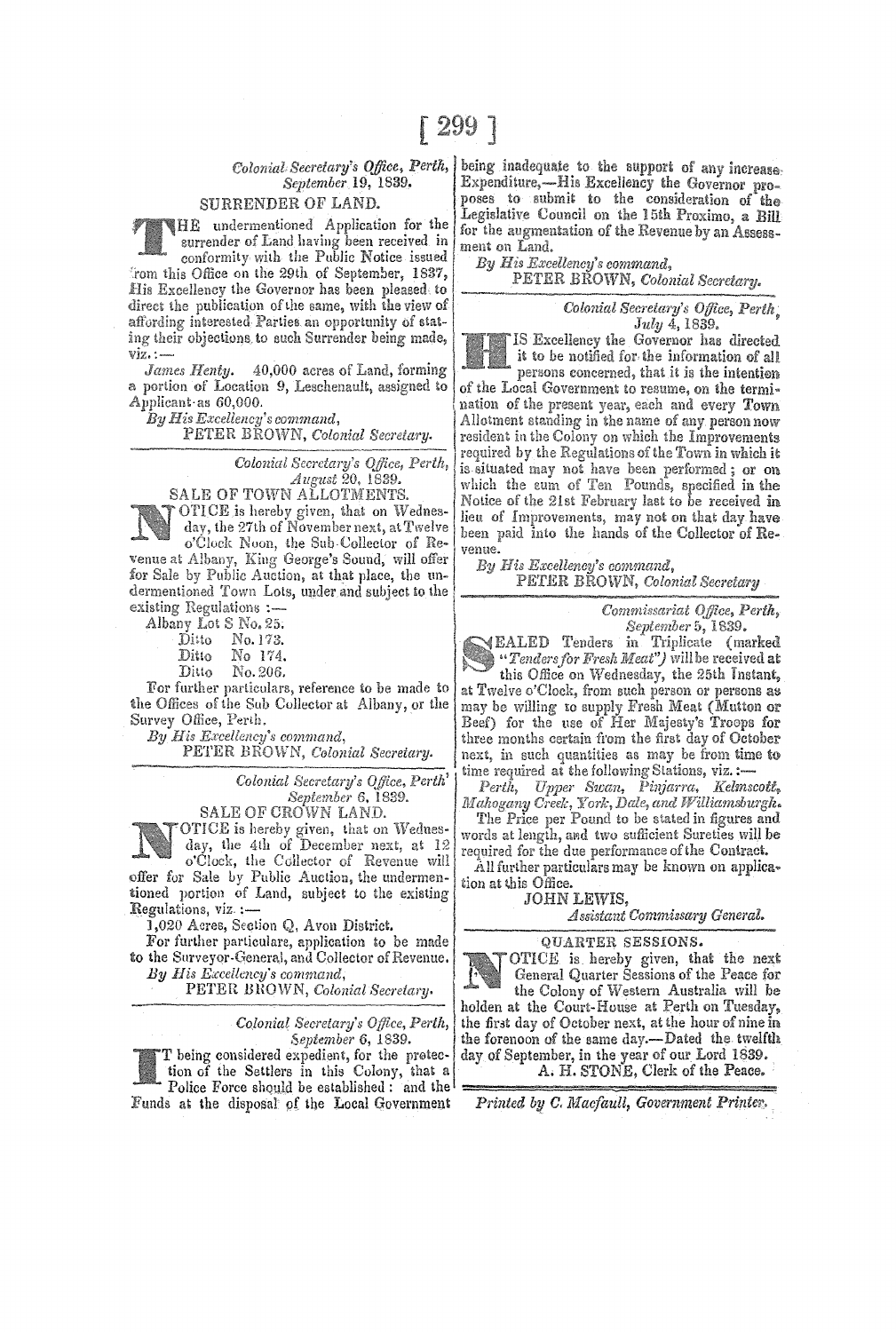Colonial Secretary's Office, Perth,
*September* 19, 1839.

## SURRENDER OF LAND.

THE undermentioned Application for the surrender of Land having been received in conformity with the Public Notice issued from this Office on the 29th of September, 1837, His Excellency the Governor has been pleased to direct the publication of the same, with the view of affording interested Parties an opportunity of stating their objections to such Surrender being made, viz.:—

*James Henty.* 40,000 acres of Land, forming a portion of Location 9, Leschenault, assigned to Applicant as 60,000.

*By His Excellency's command,*
PETER BROWN, *Colonial Secretary.*

---

*Colonial Secretary's Office, Perth,*
*August* 20, 1839.

## SALE OF TOWN ALLOTMENTS.

NOTICE is hereby given, that on Wednesday, the 27th of November next, at Twelve o'Clock Noon, the Sub-Collector of Revenue at Albany, King George's Sound, will offer for Sale by Public Auction, at that place, the undermentioned Town Lots, under and subject to the existing Regulations:—

Albany Lot S No. 25.
Ditto No. 173.
Ditto No 174.
Ditto No. 206.

For further particulars, reference to be made to the Offices of the Sub Collector at Albany, or the Survey Office, Perth.

*By His Excellency's command,*
PETER BROWN, *Colonial Secretary.*

---

*Colonial Secretary's Office, Perth'*
*September* 6, 1839.

## SALE OF CROWN LAND.

NOTICE is hereby given, that on Wednesday, the 4th of December next, at 12 o'Clock, the Collector of Revenue will offer for Sale by Public Auction, the undermentioned portion of Land, subject to the existing Regulations, viz.:—

1,020 Acres, Section Q, Avon District.

For further particulars, application to be made to the Surveyor-General, and Collector of Revenue.

*By His Excellency's command,*
PETER BROWN, *Colonial Secretary.*

---

*Colonial Secretary's Office, Perth,*
*September* 6, 1839.

IT being considered expedient, for the protection of the Settlers in this Colony, that a Police Force should be established: and the Funds at the disposal of the Local Government being inadequate to the support of any increase Expenditure,—His Excellency the Governor proposes to submit to the consideration of the Legislative Council on the 15th Proximo, a Bill for the augmentation of the Revenue by an Assessment on Land.

*By His Excellency's command,*
PETER BROWN, *Colonial Secretary.*

---

*Colonial Secretary's Office, Perth,*
*July* 4, 1839.

HIS Excellency the Governor has directed it to be notified for the information of all persons concerned, that it is the intention of the Local Government to resume, on the termination of the present year, each and every Town Allotment standing in the name of any person now resident in the Colony on which the Improvements required by the Regulations of the Town in which it is situated may not have been performed; or on which the sum of Ten Pounds, specified in the Notice of the 21st February last to be received in lieu of Improvements, may not on that day have been paid into the hands of the Collector of Revenue.

*By His Excellency's command,*
PETER BROWN, *Colonial Secretary*

---

*Commissariat Office, Perth,*
*September* 5, 1839.

SEALED Tenders in Triplicate (marked *"Tenders for Fresh Meat"*) will be received at this Office on Wednesday, the 25th Instant, at Twelve o'Clock, from such person or persons as may be willing to supply Fresh Meat (Mutton or Beef) for the use of Her Majesty's Troops for three months certain from the first day of October next, in such quantities as may be from time to time required at the following Stations, viz.:—

*Perth, Upper Swan, Pinjarra, Kelmscott, Mahogany Creek, York, Dale, and Williamsburgh.*

The Price per Pound to be stated in figures and words at length, and two sufficient Sureties will be required for the due performance of the Contract.

All further particulars may be known on application at this Office.

JOHN LEWIS,
*Assistant Commissary General.*

---

## QUARTER SESSIONS.

NOTICE is hereby given, that the next General Quarter Sessions of the Peace for the Colony of Western Australia will be holden at the Court-House at Perth on Tuesday, the first day of October next, at the hour of nine in the forenoon of the same day.—Dated the twelfth day of September, in the year of our Lord 1839.

A. H. STONE, Clerk of the Peace.

---

*Printed by C. Macfaull, Government Printer.*